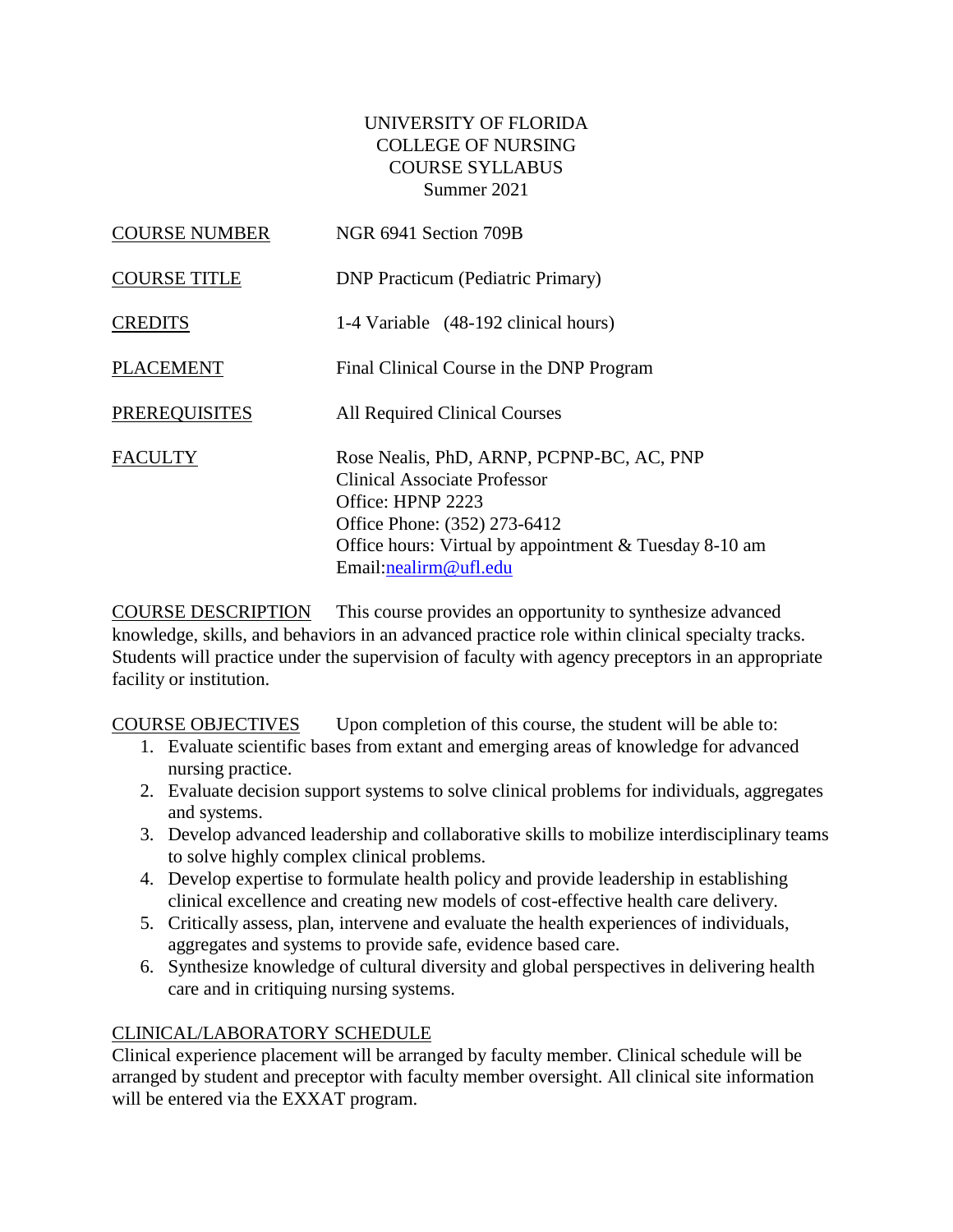UNIVERSITY OF FLORIDA
COLLEGE OF NURSING
COURSE SYLLABUS
Summer 2021

COURSE NUMBER: NGR 6941 Section 709B

COURSE TITLE: DNP Practicum (Pediatric Primary)

CREDITS: 1-4 Variable (48-192 clinical hours)

PLACEMENT: Final Clinical Course in the DNP Program

PREREQUISITES: All Required Clinical Courses

FACULTY: Rose Nealis, PhD, ARNP, PCPNP-BC, AC, PNP
Clinical Associate Professor
Office: HPNP 2223
Office Phone: (352) 273-6412
Office hours: Virtual by appointment & Tuesday 8-10 am
Email:nealirm@ufl.edu

COURSE DESCRIPTION This course provides an opportunity to synthesize advanced knowledge, skills, and behaviors in an advanced practice role within clinical specialty tracks. Students will practice under the supervision of faculty with agency preceptors in an appropriate facility or institution.

COURSE OBJECTIVES Upon completion of this course, the student will be able to:

1. Evaluate scientific bases from extant and emerging areas of knowledge for advanced nursing practice.
2. Evaluate decision support systems to solve clinical problems for individuals, aggregates and systems.
3. Develop advanced leadership and collaborative skills to mobilize interdisciplinary teams to solve highly complex clinical problems.
4. Develop expertise to formulate health policy and provide leadership in establishing clinical excellence and creating new models of cost-effective health care delivery.
5. Critically assess, plan, intervene and evaluate the health experiences of individuals, aggregates and systems to provide safe, evidence based care.
6. Synthesize knowledge of cultural diversity and global perspectives in delivering health care and in critiquing nursing systems.

CLINICAL/LABORATORY SCHEDULE
Clinical experience placement will be arranged by faculty member. Clinical schedule will be arranged by student and preceptor with faculty member oversight. All clinical site information will be entered via the EXXAT program.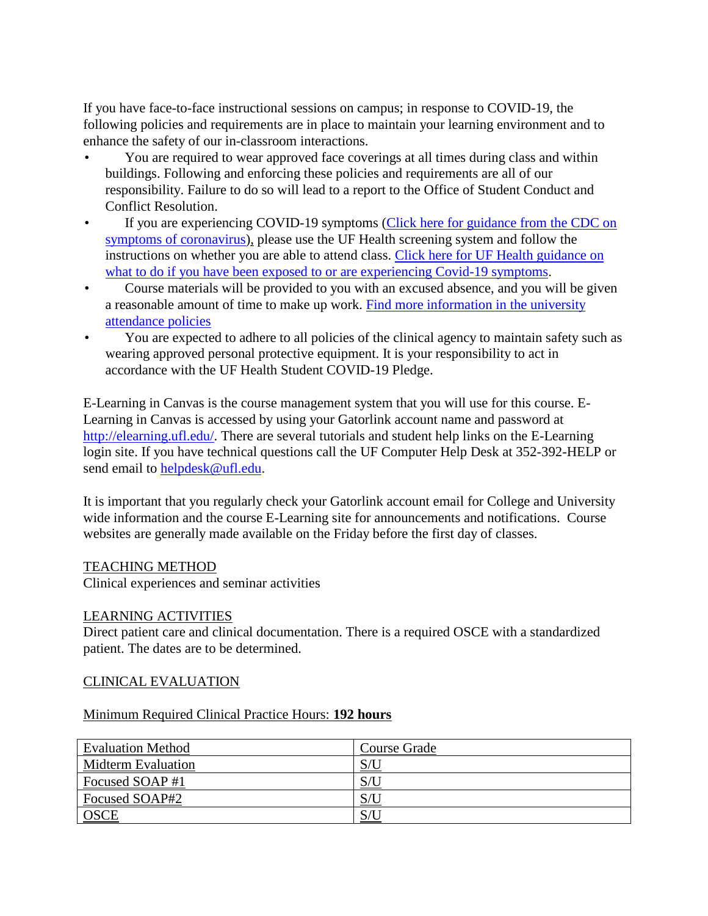If you have face-to-face instructional sessions on campus; in response to COVID-19, the following policies and requirements are in place to maintain your learning environment and to enhance the safety of our in-classroom interactions.

- You are required to wear approved face coverings at all times during class and within buildings. Following and enforcing these policies and requirements are all of our responsibility. Failure to do so will lead to a report to the Office of Student Conduct and Conflict Resolution.
- If you are experiencing COVID-19 symptoms (Click here for guidance from the CDC on symptoms of coronavirus), please use the UF Health screening system and follow the instructions on whether you are able to attend class. Click here for UF Health guidance on what to do if you have been exposed to or are experiencing Covid-19 symptoms.
- Course materials will be provided to you with an excused absence, and you will be given a reasonable amount of time to make up work. Find more information in the university attendance policies
- You are expected to adhere to all policies of the clinical agency to maintain safety such as wearing approved personal protective equipment. It is your responsibility to act in accordance with the UF Health Student COVID-19 Pledge.

E-Learning in Canvas is the course management system that you will use for this course. E-Learning in Canvas is accessed by using your Gatorlink account name and password at http://elearning.ufl.edu/. There are several tutorials and student help links on the E-Learning login site. If you have technical questions call the UF Computer Help Desk at 352-392-HELP or send email to helpdesk@ufl.edu.

It is important that you regularly check your Gatorlink account email for College and University wide information and the course E-Learning site for announcements and notifications. Course websites are generally made available on the Friday before the first day of classes.

## TEACHING METHOD

Clinical experiences and seminar activities

## LEARNING ACTIVITIES

Direct patient care and clinical documentation. There is a required OSCE with a standardized patient. The dates are to be determined.

## CLINICAL EVALUATION

Minimum Required Clinical Practice Hours: **192 hours**

| Evaluation Method | Course Grade |
| --- | --- |
| Midterm Evaluation | S/U |
| Focused SOAP #1 | S/U |
| Focused SOAP#2 | S/U |
| OSCE | S/U |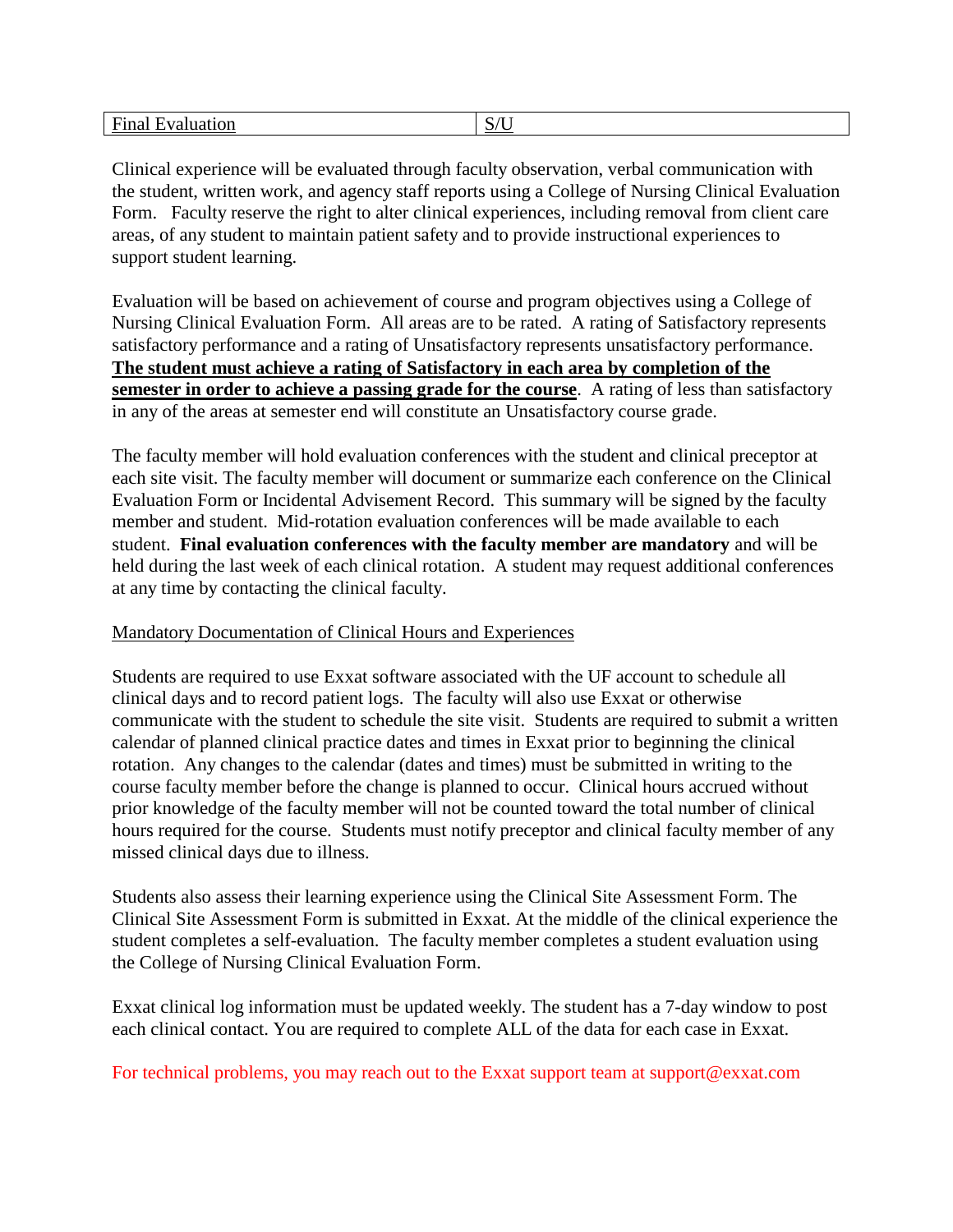| Final Evaluation | S/U |
|---|---|

Clinical experience will be evaluated through faculty observation, verbal communication with the student, written work, and agency staff reports using a College of Nursing Clinical Evaluation Form. Faculty reserve the right to alter clinical experiences, including removal from client care areas, of any student to maintain patient safety and to provide instructional experiences to support student learning.

Evaluation will be based on achievement of course and program objectives using a College of Nursing Clinical Evaluation Form. All areas are to be rated. A rating of Satisfactory represents satisfactory performance and a rating of Unsatisfactory represents unsatisfactory performance. **The student must achieve a rating of Satisfactory in each area by completion of the semester in order to achieve a passing grade for the course**. A rating of less than satisfactory in any of the areas at semester end will constitute an Unsatisfactory course grade.

The faculty member will hold evaluation conferences with the student and clinical preceptor at each site visit. The faculty member will document or summarize each conference on the Clinical Evaluation Form or Incidental Advisement Record. This summary will be signed by the faculty member and student. Mid-rotation evaluation conferences will be made available to each student. **Final evaluation conferences with the faculty member are mandatory** and will be held during the last week of each clinical rotation. A student may request additional conferences at any time by contacting the clinical faculty.

Mandatory Documentation of Clinical Hours and Experiences

Students are required to use Exxat software associated with the UF account to schedule all clinical days and to record patient logs. The faculty will also use Exxat or otherwise communicate with the student to schedule the site visit. Students are required to submit a written calendar of planned clinical practice dates and times in Exxat prior to beginning the clinical rotation. Any changes to the calendar (dates and times) must be submitted in writing to the course faculty member before the change is planned to occur. Clinical hours accrued without prior knowledge of the faculty member will not be counted toward the total number of clinical hours required for the course. Students must notify preceptor and clinical faculty member of any missed clinical days due to illness.

Students also assess their learning experience using the Clinical Site Assessment Form. The Clinical Site Assessment Form is submitted in Exxat. At the middle of the clinical experience the student completes a self-evaluation. The faculty member completes a student evaluation using the College of Nursing Clinical Evaluation Form.

Exxat clinical log information must be updated weekly. The student has a 7-day window to post each clinical contact. You are required to complete ALL of the data for each case in Exxat.

For technical problems, you may reach out to the Exxat support team at support@exxat.com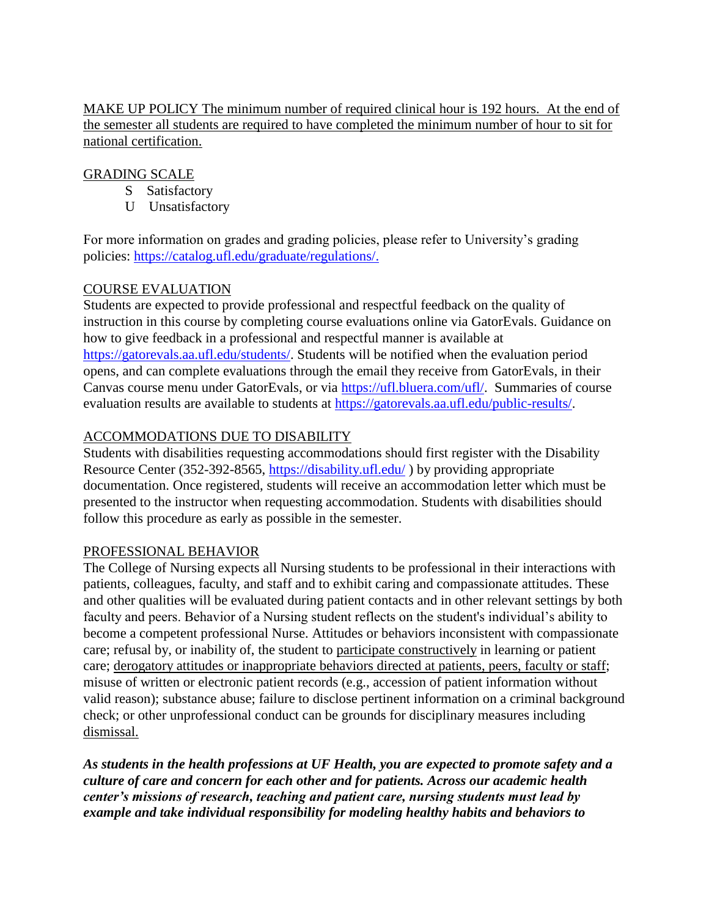<u>MAKE UP POLICY The minimum number of required clinical hour is 192 hours. At the end of the semester all students are required to have completed the minimum number of hour to sit for national certification.</u>

<u>GRADING SCALE</u>

- S Satisfactory
- U Unsatisfactory

For more information on grades and grading policies, please refer to University's grading policies: https://catalog.ufl.edu/graduate/regulations/.

<u>COURSE EVALUATION</u>

Students are expected to provide professional and respectful feedback on the quality of instruction in this course by completing course evaluations online via GatorEvals. Guidance on how to give feedback in a professional and respectful manner is available at https://gatorevals.aa.ufl.edu/students/. Students will be notified when the evaluation period opens, and can complete evaluations through the email they receive from GatorEvals, in their Canvas course menu under GatorEvals, or via https://ufl.bluera.com/ufl/. Summaries of course evaluation results are available to students at https://gatorevals.aa.ufl.edu/public-results/.

<u>ACCOMMODATIONS DUE TO DISABILITY</u>

Students with disabilities requesting accommodations should first register with the Disability Resource Center (352-392-8565, https://disability.ufl.edu/ ) by providing appropriate documentation. Once registered, students will receive an accommodation letter which must be presented to the instructor when requesting accommodation. Students with disabilities should follow this procedure as early as possible in the semester.

<u>PROFESSIONAL BEHAVIOR</u>

The College of Nursing expects all Nursing students to be professional in their interactions with patients, colleagues, faculty, and staff and to exhibit caring and compassionate attitudes. These and other qualities will be evaluated during patient contacts and in other relevant settings by both faculty and peers. Behavior of a Nursing student reflects on the student's individual's ability to become a competent professional Nurse. Attitudes or behaviors inconsistent with compassionate care; refusal by, or inability of, the student to <u>participate constructively</u> in learning or patient care; <u>derogatory attitudes or inappropriate behaviors directed at patients, peers, faculty or staff</u>; misuse of written or electronic patient records (e.g., accession of patient information without valid reason); substance abuse; failure to disclose pertinent information on a criminal background check; or other unprofessional conduct can be grounds for disciplinary measures including <u>dismissal.</u>

***As students in the health professions at UF Health, you are expected to promote safety and a culture of care and concern for each other and for patients. Across our academic health center's missions of research, teaching and patient care, nursing students must lead by example and take individual responsibility for modeling healthy habits and behaviors to***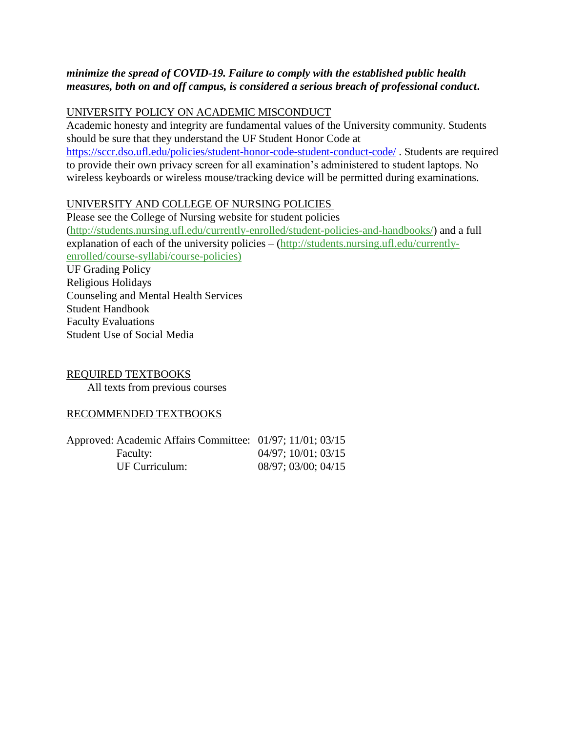***minimize the spread of COVID-19. Failure to comply with the established public health measures, both on and off campus, is considered a serious breach of professional conduct.***

UNIVERSITY POLICY ON ACADEMIC MISCONDUCT

Academic honesty and integrity are fundamental values of the University community. Students should be sure that they understand the UF Student Honor Code at https://sccr.dso.ufl.edu/policies/student-honor-code-student-conduct-code/ . Students are required to provide their own privacy screen for all examination's administered to student laptops. No wireless keyboards or wireless mouse/tracking device will be permitted during examinations.

UNIVERSITY AND COLLEGE OF NURSING POLICIES

Please see the College of Nursing website for student policies (http://students.nursing.ufl.edu/currently-enrolled/student-policies-and-handbooks/) and a full explanation of each of the university policies – (http://students.nursing.ufl.edu/currently-enrolled/course-syllabi/course-policies)

UF Grading Policy
Religious Holidays
Counseling and Mental Health Services
Student Handbook
Faculty Evaluations
Student Use of Social Media

REQUIRED TEXTBOOKS

All texts from previous courses

RECOMMENDED TEXTBOOKS

| | | |
|---|---|---|
| Approved: | Academic Affairs Committee: | 01/97; 11/01; 03/15 |
| | Faculty: | 04/97; 10/01; 03/15 |
| | UF Curriculum: | 08/97; 03/00; 04/15 |